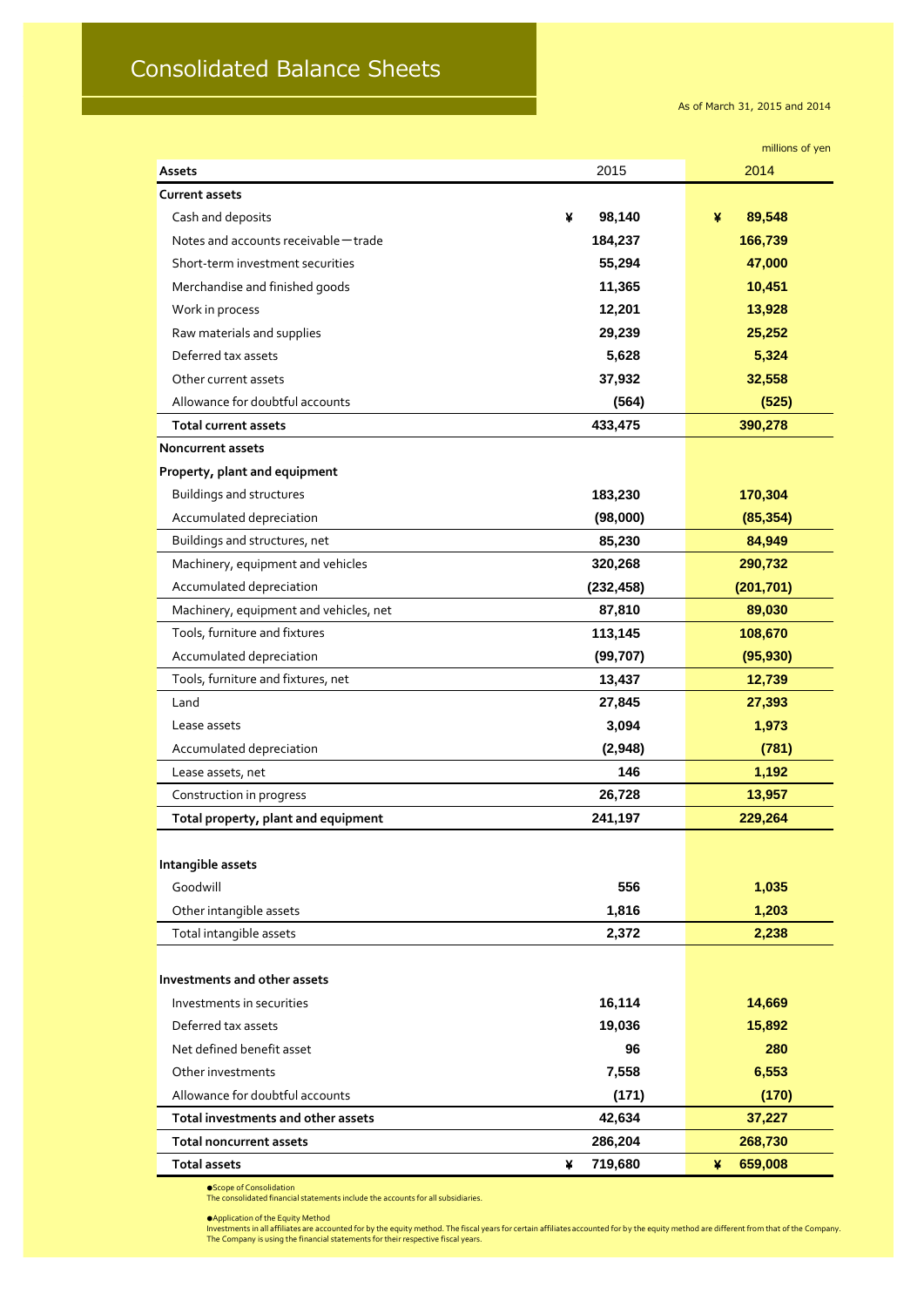# Consolidated Balance Sheets

As of March 31, 2015 and 2014

millions of yen

| Assets | 2015 | 2014 |
|---|---|---|
| **Current assets** | | |
| Cash and deposits | ¥ 98,140 | ¥ 89,548 |
| Notes and accounts receivable－trade | 184,237 | 166,739 |
| Short-term investment securities | 55,294 | 47,000 |
| Merchandise and finished goods | 11,365 | 10,451 |
| Work in process | 12,201 | 13,928 |
| Raw materials and supplies | 29,239 | 25,252 |
| Deferred tax assets | 5,628 | 5,324 |
| Other current assets | 37,932 | 32,558 |
| Allowance for doubtful accounts | (564) | (525) |
| **Total current assets** | 433,475 | 390,278 |
| **Noncurrent assets** | | |
| **Property, plant and equipment** | | |
| Buildings and structures | 183,230 | 170,304 |
| Accumulated depreciation | (98,000) | (85,354) |
| Buildings and structures, net | 85,230 | 84,949 |
| Machinery, equipment and vehicles | 320,268 | 290,732 |
| Accumulated depreciation | (232,458) | (201,701) |
| Machinery, equipment and vehicles, net | 87,810 | 89,030 |
| Tools, furniture and fixtures | 113,145 | 108,670 |
| Accumulated depreciation | (99,707) | (95,930) |
| Tools, furniture and fixtures, net | 13,437 | 12,739 |
| Land | 27,845 | 27,393 |
| Lease assets | 3,094 | 1,973 |
| Accumulated depreciation | (2,948) | (781) |
| Lease assets, net | 146 | 1,192 |
| Construction in progress | 26,728 | 13,957 |
| **Total property, plant and equipment** | 241,197 | 229,264 |
| **Intangible assets** | | |
| Goodwill | 556 | 1,035 |
| Other intangible assets | 1,816 | 1,203 |
| Total intangible assets | 2,372 | 2,238 |
| **Investments and other assets** | | |
| Investments in securities | 16,114 | 14,669 |
| Deferred tax assets | 19,036 | 15,892 |
| Net defined benefit asset | 96 | 280 |
| Other investments | 7,558 | 6,553 |
| Allowance for doubtful accounts | (171) | (170) |
| **Total investments and other assets** | 42,634 | 37,227 |
| **Total noncurrent assets** | 286,204 | 268,730 |
| **Total assets** | ¥ 719,680 | ¥ 659,008 |

●Scope of Consolidation
The consolidated financial statements include the accounts for all subsidiaries.

●Application of the Equity Method
Investments in all affiliates are accounted for by the equity method. The fiscal years for certain affiliates accounted for by the equity method are different from that of the Company. The Company is using the financial statements for their respective fiscal years.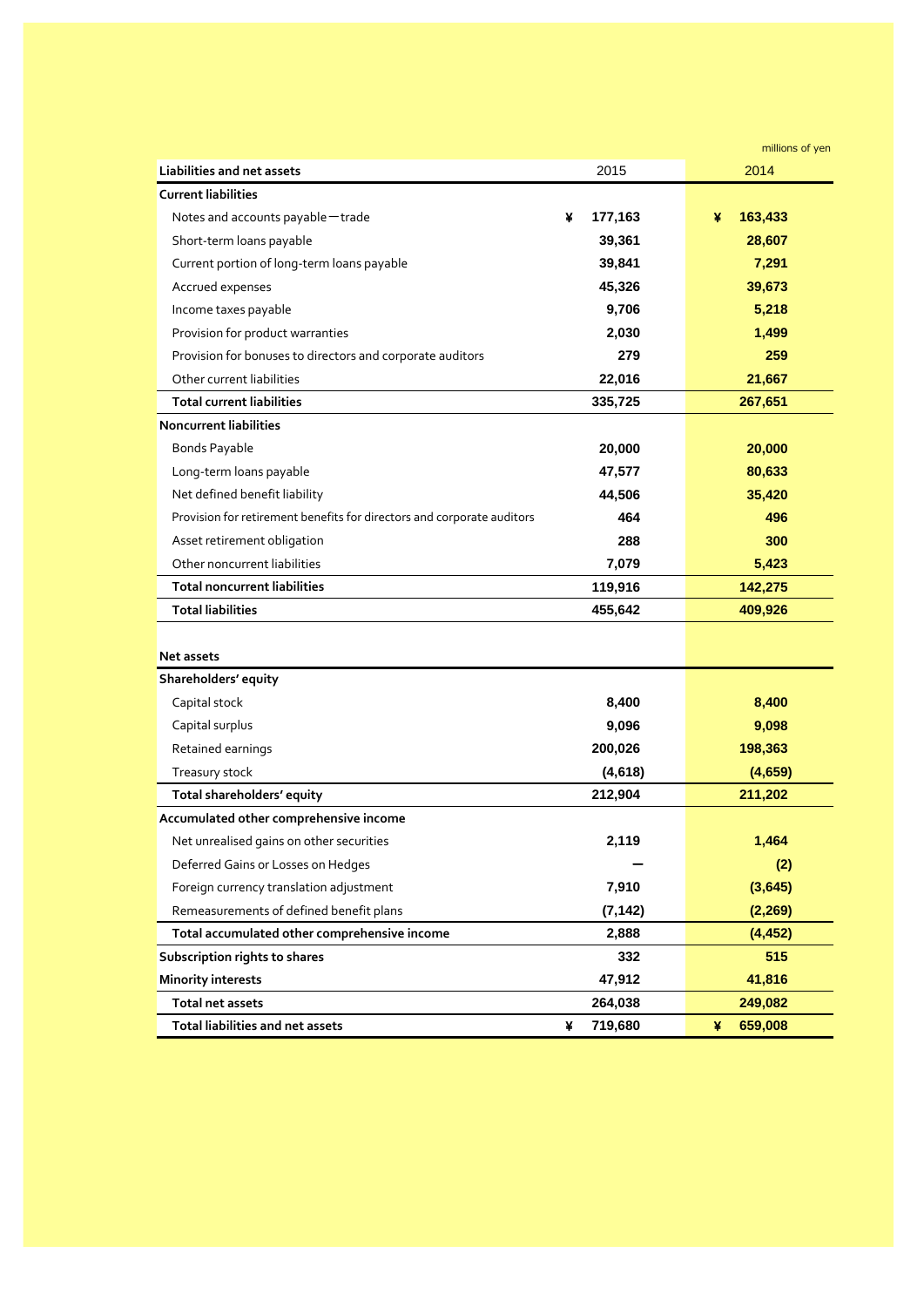millions of yen

| Liabilities and net assets | 2015 | 2014 |
|---|---|---|
| **Current liabilities** | | |
| Notes and accounts payable—trade | ¥ 177,163 | ¥ 163,433 |
| Short-term loans payable | 39,361 | 28,607 |
| Current portion of long-term loans payable | 39,841 | 7,291 |
| Accrued expenses | 45,326 | 39,673 |
| Income taxes payable | 9,706 | 5,218 |
| Provision for product warranties | 2,030 | 1,499 |
| Provision for bonuses to directors and corporate auditors | 279 | 259 |
| Other current liabilities | 22,016 | 21,667 |
| **Total current liabilities** | 335,725 | 267,651 |
| **Noncurrent liabilities** | | |
| Bonds Payable | 20,000 | 20,000 |
| Long-term loans payable | 47,577 | 80,633 |
| Net defined benefit liability | 44,506 | 35,420 |
| Provision for retirement benefits for directors and corporate auditors | 464 | 496 |
| Asset retirement obligation | 288 | 300 |
| Other noncurrent liabilities | 7,079 | 5,423 |
| **Total noncurrent liabilities** | 119,916 | 142,275 |
| **Total liabilities** | 455,642 | 409,926 |
| | | |
| **Net assets** | | |
| **Shareholders' equity** | | |
| Capital stock | 8,400 | 8,400 |
| Capital surplus | 9,096 | 9,098 |
| Retained earnings | 200,026 | 198,363 |
| Treasury stock | (4,618) | (4,659) |
| **Total shareholders' equity** | 212,904 | 211,202 |
| **Accumulated other comprehensive income** | | |
| Net unrealised gains on other securities | 2,119 | 1,464 |
| Deferred Gains or Losses on Hedges | — | (2) |
| Foreign currency translation adjustment | 7,910 | (3,645) |
| Remeasurements of defined benefit plans | (7,142) | (2,269) |
| **Total accumulated other comprehensive income** | 2,888 | (4,452) |
| **Subscription rights to shares** | 332 | 515 |
| **Minority interests** | 47,912 | 41,816 |
| **Total net assets** | 264,038 | 249,082 |
| **Total liabilities and net assets** | ¥ 719,680 | ¥ 659,008 |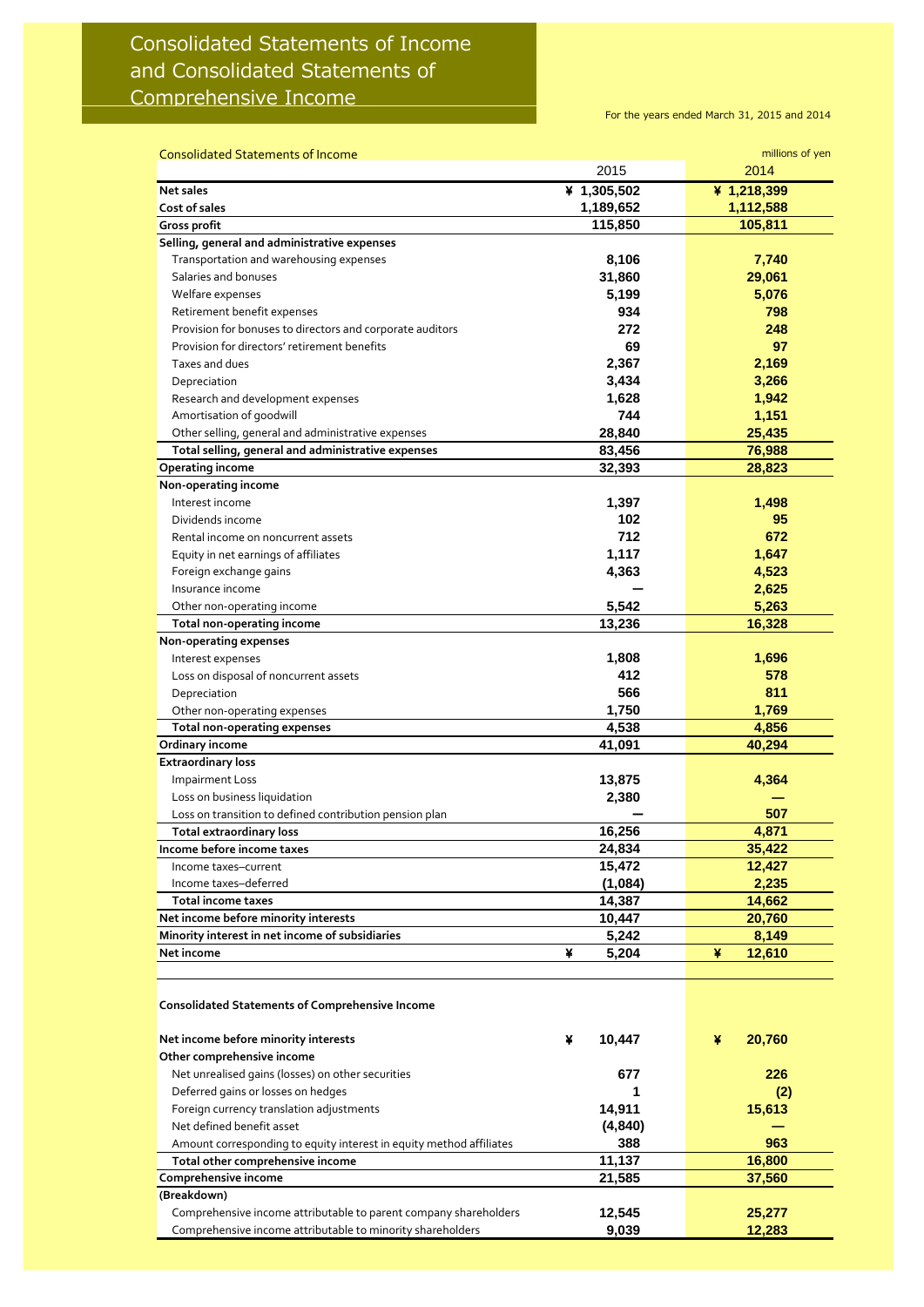# Consolidated Statements of Income and Consolidated Statements of Comprehensive Income

For the years ended March 31, 2015 and 2014

Consolidated Statements of Income

millions of yen

| | 2015 | 2014 |
|---|---|---|
| **Net sales** | ¥ 1,305,502 | ¥ 1,218,399 |
| **Cost of sales** | 1,189,652 | 1,112,588 |
| **Gross profit** | 115,850 | 105,811 |
| **Selling, general and administrative expenses** | | |
| Transportation and warehousing expenses | 8,106 | 7,740 |
| Salaries and bonuses | 31,860 | 29,061 |
| Welfare expenses | 5,199 | 5,076 |
| Retirement benefit expenses | 934 | 798 |
| Provision for bonuses to directors and corporate auditors | 272 | 248 |
| Provision for directors' retirement benefits | 69 | 97 |
| Taxes and dues | 2,367 | 2,169 |
| Depreciation | 3,434 | 3,266 |
| Research and development expenses | 1,628 | 1,942 |
| Amortisation of goodwill | 744 | 1,151 |
| Other selling, general and administrative expenses | 28,840 | 25,435 |
| **Total selling, general and administrative expenses** | 83,456 | 76,988 |
| **Operating income** | 32,393 | 28,823 |
| **Non-operating income** | | |
| Interest income | 1,397 | 1,498 |
| Dividends income | 102 | 95 |
| Rental income on noncurrent assets | 712 | 672 |
| Equity in net earnings of affiliates | 1,117 | 1,647 |
| Foreign exchange gains | 4,363 | 4,523 |
| Insurance income | — | 2,625 |
| Other non-operating income | 5,542 | 5,263 |
| **Total non-operating income** | 13,236 | 16,328 |
| **Non-operating expenses** | | |
| Interest expenses | 1,808 | 1,696 |
| Loss on disposal of noncurrent assets | 412 | 578 |
| Depreciation | 566 | 811 |
| Other non-operating expenses | 1,750 | 1,769 |
| **Total non-operating expenses** | 4,538 | 4,856 |
| **Ordinary income** | 41,091 | 40,294 |
| **Extraordinary loss** | | |
| Impairment Loss | 13,875 | 4,364 |
| Loss on business liquidation | 2,380 | — |
| Loss on transition to defined contribution pension plan | — | 507 |
| **Total extraordinary loss** | 16,256 | 4,871 |
| **Income before income taxes** | 24,834 | 35,422 |
| Income taxes–current | 15,472 | 12,427 |
| Income taxes–deferred | (1,084) | 2,235 |
| **Total income taxes** | 14,387 | 14,662 |
| **Net income before minority interests** | 10,447 | 20,760 |
| **Minority interest in net income of subsidiaries** | 5,242 | 8,149 |
| **Net income** | ¥ 5,204 | ¥ 12,610 |

**Consolidated Statements of Comprehensive Income**

| | 2015 | 2014 |
|---|---|---|
| **Net income before minority interests** | ¥ 10,447 | ¥ 20,760 |
| **Other comprehensive income** | | |
| Net unrealised gains (losses) on other securities | 677 | 226 |
| Deferred gains or losses on hedges | 1 | (2) |
| Foreign currency translation adjustments | 14,911 | 15,613 |
| Net defined benefit asset | (4,840) | — |
| Amount corresponding to equity interest in equity method affiliates | 388 | 963 |
| **Total other comprehensive income** | 11,137 | 16,800 |
| **Comprehensive income** | 21,585 | 37,560 |
| **(Breakdown)** | | |
| Comprehensive income attributable to parent company shareholders | 12,545 | 25,277 |
| Comprehensive income attributable to minority shareholders | 9,039 | 12,283 |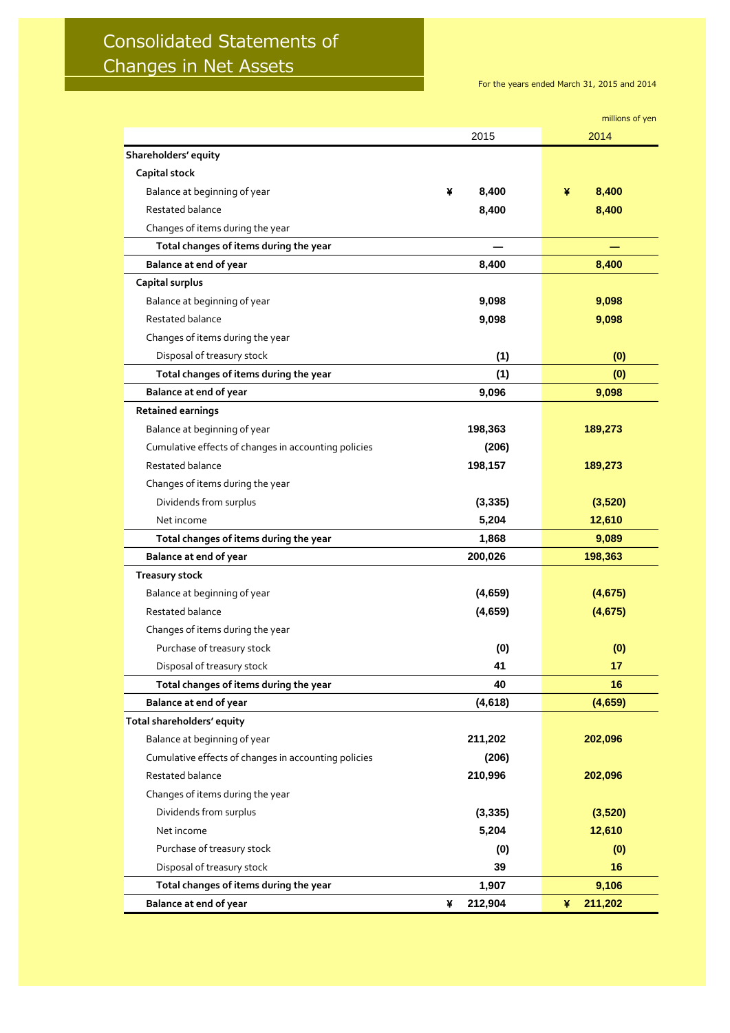# Consolidated Statements of Changes in Net Assets

For the years ended March 31, 2015 and 2014

millions of yen

| | 2015 | 2014 |
|---|---|---|
| **Shareholders' equity** | | |
| **Capital stock** | | |
| Balance at beginning of year | ¥ 8,400 | ¥ 8,400 |
| Restated balance | 8,400 | 8,400 |
| Changes of items during the year | | |
| **Total changes of items during the year** | — | — |
| **Balance at end of year** | 8,400 | 8,400 |
| **Capital surplus** | | |
| Balance at beginning of year | 9,098 | 9,098 |
| Restated balance | 9,098 | 9,098 |
| Changes of items during the year | | |
| Disposal of treasury stock | (1) | (0) |
| **Total changes of items during the year** | (1) | (0) |
| **Balance at end of year** | 9,096 | 9,098 |
| **Retained earnings** | | |
| Balance at beginning of year | 198,363 | 189,273 |
| Cumulative effects of changes in accounting policies | (206) | |
| Restated balance | 198,157 | 189,273 |
| Changes of items during the year | | |
| Dividends from surplus | (3,335) | (3,520) |
| Net income | 5,204 | 12,610 |
| **Total changes of items during the year** | 1,868 | 9,089 |
| **Balance at end of year** | 200,026 | 198,363 |
| **Treasury stock** | | |
| Balance at beginning of year | (4,659) | (4,675) |
| Restated balance | (4,659) | (4,675) |
| Changes of items during the year | | |
| Purchase of treasury stock | (0) | (0) |
| Disposal of treasury stock | 41 | 17 |
| **Total changes of items during the year** | 40 | 16 |
| **Balance at end of year** | (4,618) | (4,659) |
| **Total shareholders' equity** | | |
| Balance at beginning of year | 211,202 | 202,096 |
| Cumulative effects of changes in accounting policies | (206) | |
| Restated balance | 210,996 | 202,096 |
| Changes of items during the year | | |
| Dividends from surplus | (3,335) | (3,520) |
| Net income | 5,204 | 12,610 |
| Purchase of treasury stock | (0) | (0) |
| Disposal of treasury stock | 39 | 16 |
| **Total changes of items during the year** | 1,907 | 9,106 |
| **Balance at end of year** | ¥ 212,904 | ¥ 211,202 |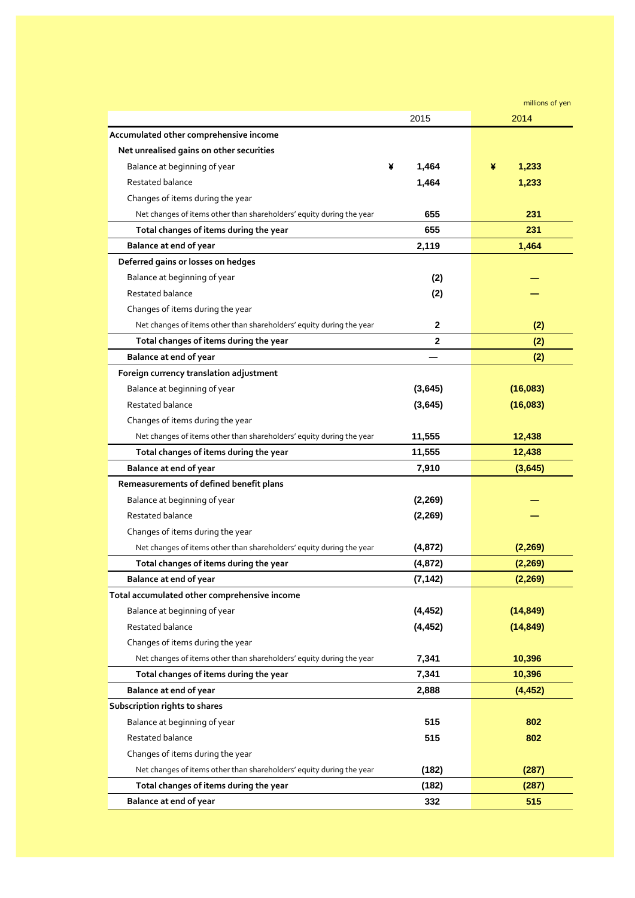millions of yen

| | 2015 | 2014 |
|---|---|---|
| **Accumulated other comprehensive income** | | |
| **Net unrealised gains on other securities** | | |
| Balance at beginning of year | ¥ 1,464 | ¥ 1,233 |
| Restated balance | 1,464 | 1,233 |
| Changes of items during the year | | |
| Net changes of items other than shareholders' equity during the year | 655 | 231 |
| **Total changes of items during the year** | 655 | 231 |
| **Balance at end of year** | 2,119 | 1,464 |
| **Deferred gains or losses on hedges** | | |
| Balance at beginning of year | (2) | — |
| Restated balance | (2) | — |
| Changes of items during the year | | |
| Net changes of items other than shareholders' equity during the year | 2 | (2) |
| **Total changes of items during the year** | 2 | (2) |
| **Balance at end of year** | — | (2) |
| **Foreign currency translation adjustment** | | |
| Balance at beginning of year | (3,645) | (16,083) |
| Restated balance | (3,645) | (16,083) |
| Changes of items during the year | | |
| Net changes of items other than shareholders' equity during the year | 11,555 | 12,438 |
| **Total changes of items during the year** | 11,555 | 12,438 |
| **Balance at end of year** | 7,910 | (3,645) |
| **Remeasurements of defined benefit plans** | | |
| Balance at beginning of year | (2,269) | — |
| Restated balance | (2,269) | — |
| Changes of items during the year | | |
| Net changes of items other than shareholders' equity during the year | (4,872) | (2,269) |
| **Total changes of items during the year** | (4,872) | (2,269) |
| **Balance at end of year** | (7,142) | (2,269) |
| **Total accumulated other comprehensive income** | | |
| Balance at beginning of year | (4,452) | (14,849) |
| Restated balance | (4,452) | (14,849) |
| Changes of items during the year | | |
| Net changes of items other than shareholders' equity during the year | 7,341 | 10,396 |
| **Total changes of items during the year** | 7,341 | 10,396 |
| **Balance at end of year** | 2,888 | (4,452) |
| **Subscription rights to shares** | | |
| Balance at beginning of year | 515 | 802 |
| Restated balance | 515 | 802 |
| Changes of items during the year | | |
| Net changes of items other than shareholders' equity during the year | (182) | (287) |
| **Total changes of items during the year** | (182) | (287) |
| **Balance at end of year** | 332 | 515 |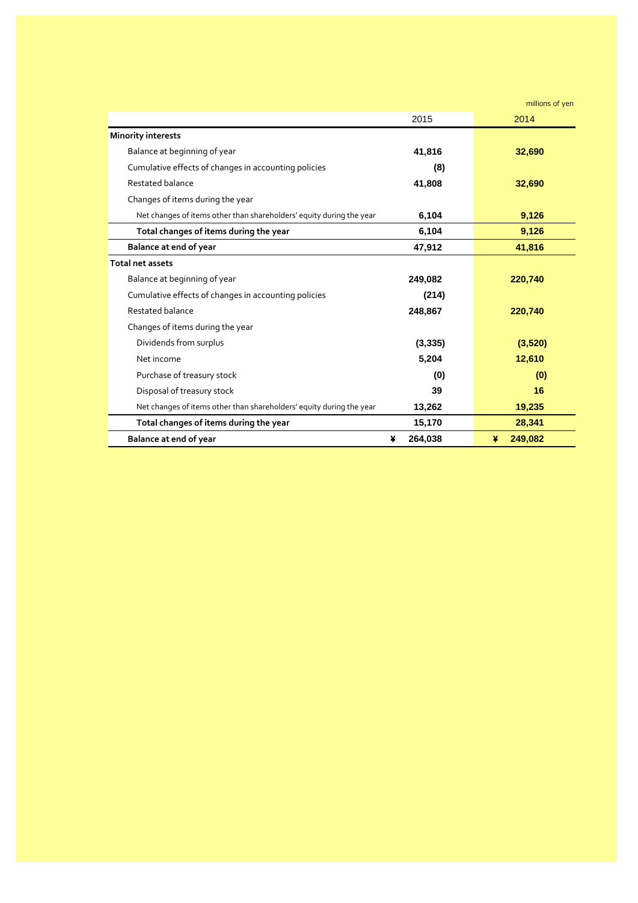millions of yen

| | 2015 | 2014 |
|---|---|---|
| **Minority interests** | | |
| Balance at beginning of year | 41,816 | 32,690 |
| Cumulative effects of changes in accounting policies | (8) | |
| Restated balance | 41,808 | 32,690 |
| Changes of items during the year | | |
| Net changes of items other than shareholders' equity during the year | 6,104 | 9,126 |
| **Total changes of items during the year** | 6,104 | 9,126 |
| **Balance at end of year** | 47,912 | 41,816 |
| **Total net assets** | | |
| Balance at beginning of year | 249,082 | 220,740 |
| Cumulative effects of changes in accounting policies | (214) | |
| Restated balance | 248,867 | 220,740 |
| Changes of items during the year | | |
| Dividends from surplus | (3,335) | (3,520) |
| Net income | 5,204 | 12,610 |
| Purchase of treasury stock | (0) | (0) |
| Disposal of treasury stock | 39 | 16 |
| Net changes of items other than shareholders' equity during the year | 13,262 | 19,235 |
| **Total changes of items during the year** | 15,170 | 28,341 |
| **Balance at end of year** | ¥ 264,038 | ¥ 249,082 |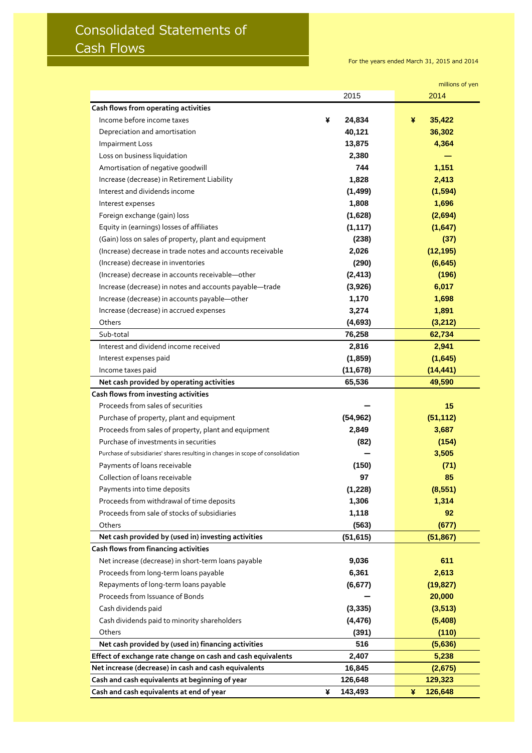# Consolidated Statements of Cash Flows

For the years ended March 31, 2015 and 2014

millions of yen

| | 2015 | 2014 |
|---|---|---|
| **Cash flows from operating activities** | | |
| Income before income taxes | ¥ 24,834 | ¥ 35,422 |
| Depreciation and amortisation | 40,121 | 36,302 |
| Impairment Loss | 13,875 | 4,364 |
| Loss on business liquidation | 2,380 | — |
| Amortisation of negative goodwill | 744 | 1,151 |
| Increase (decrease) in Retirement Liability | 1,828 | 2,413 |
| Interest and dividends income | (1,499) | (1,594) |
| Interest expenses | 1,808 | 1,696 |
| Foreign exchange (gain) loss | (1,628) | (2,694) |
| Equity in (earnings) losses of affiliates | (1,117) | (1,647) |
| (Gain) loss on sales of property, plant and equipment | (238) | (37) |
| (Increase) decrease in trade notes and accounts receivable | 2,026 | (12,195) |
| (Increase) decrease in inventories | (290) | (6,645) |
| (Increase) decrease in accounts receivable—other | (2,413) | (196) |
| Increase (decrease) in notes and accounts payable—trade | (3,926) | 6,017 |
| Increase (decrease) in accounts payable—other | 1,170 | 1,698 |
| Increase (decrease) in accrued expenses | 3,274 | 1,891 |
| Others | (4,693) | (3,212) |
| Sub-total | 76,258 | 62,734 |
| Interest and dividend income received | 2,816 | 2,941 |
| Interest expenses paid | (1,859) | (1,645) |
| Income taxes paid | (11,678) | (14,441) |
| **Net cash provided by operating activities** | 65,536 | 49,590 |
| **Cash flows from investing activities** | | |
| Proceeds from sales of securities | — | 15 |
| Purchase of property, plant and equipment | (54,962) | (51,112) |
| Proceeds from sales of property, plant and equipment | 2,849 | 3,687 |
| Purchase of investments in securities | (82) | (154) |
| Purchase of subsidiaries' shares resulting in changes in scope of consolidation | — | 3,505 |
| Payments of loans receivable | (150) | (71) |
| Collection of loans receivable | 97 | 85 |
| Payments into time deposits | (1,228) | (8,551) |
| Proceeds from withdrawal of time deposits | 1,306 | 1,314 |
| Proceeds from sale of stocks of subsidiaries | 1,118 | 92 |
| Others | (563) | (677) |
| **Net cash provided by (used in) investing activities** | (51,615) | (51,867) |
| **Cash flows from financing activities** | | |
| Net increase (decrease) in short-term loans payable | 9,036 | 611 |
| Proceeds from long-term loans payable | 6,361 | 2,613 |
| Repayments of long-term loans payable | (6,677) | (19,827) |
| Proceeds from Issuance of Bonds | — | 20,000 |
| Cash dividends paid | (3,335) | (3,513) |
| Cash dividends paid to minority shareholders | (4,476) | (5,408) |
| Others | (391) | (110) |
| **Net cash provided by (used in) financing activities** | 516 | (5,636) |
| **Effect of exchange rate change on cash and cash equivalents** | 2,407 | 5,238 |
| **Net increase (decrease) in cash and cash equivalents** | 16,845 | (2,675) |
| **Cash and cash equivalents at beginning of year** | 126,648 | 129,323 |
| **Cash and cash equivalents at end of year** | ¥ 143,493 | ¥ 126,648 |